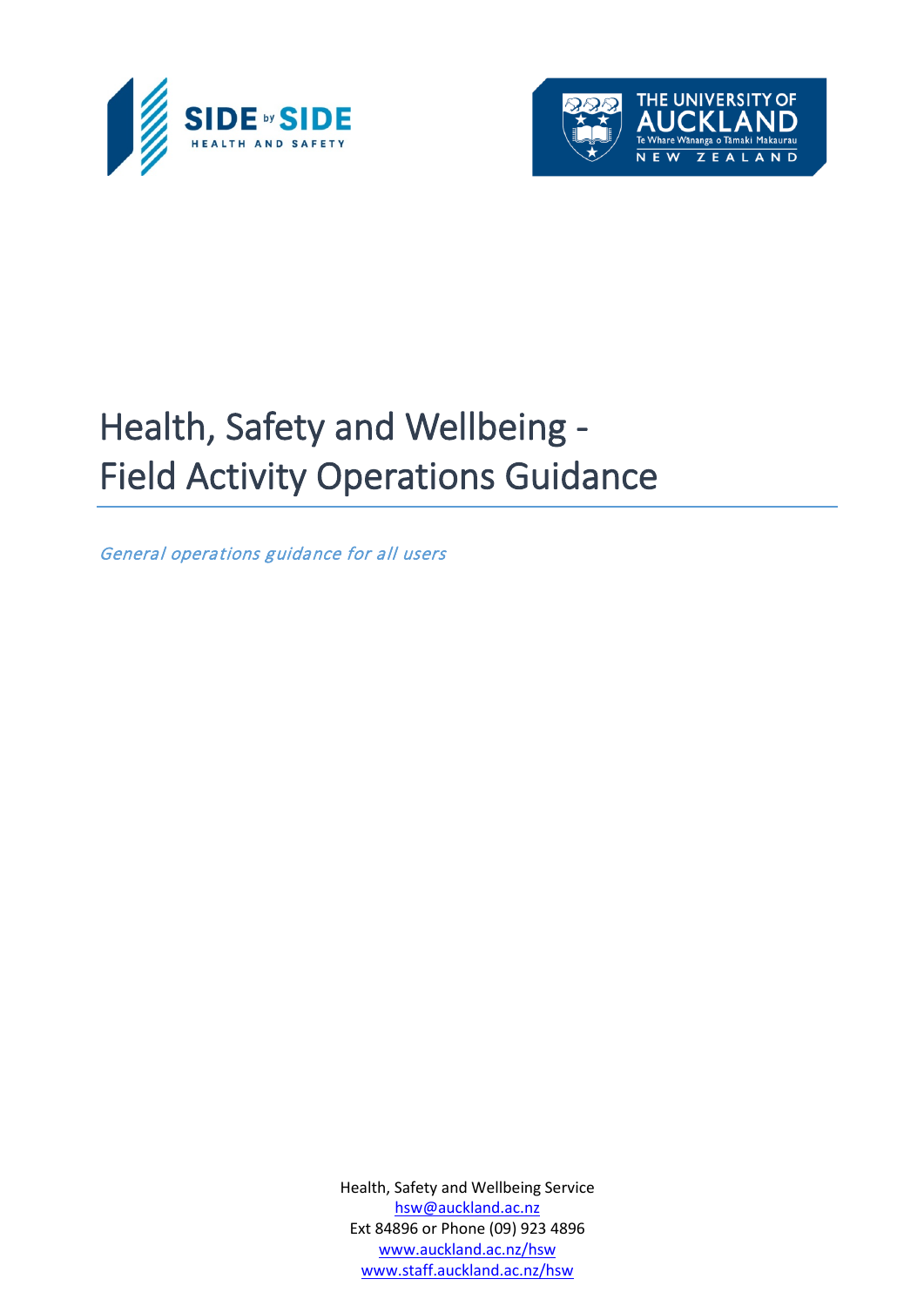# Health, Safety and Wellbeing - Field Activity Operations Guidance

*General operations guidance for all users*

Health, Safety and Wellbeing Service
hsw@auckland.ac.nz
Ext 84896 or Phone (09) 923 4896
www.auckland.ac.nz/hsw
www.staff.auckland.ac.nz/hsw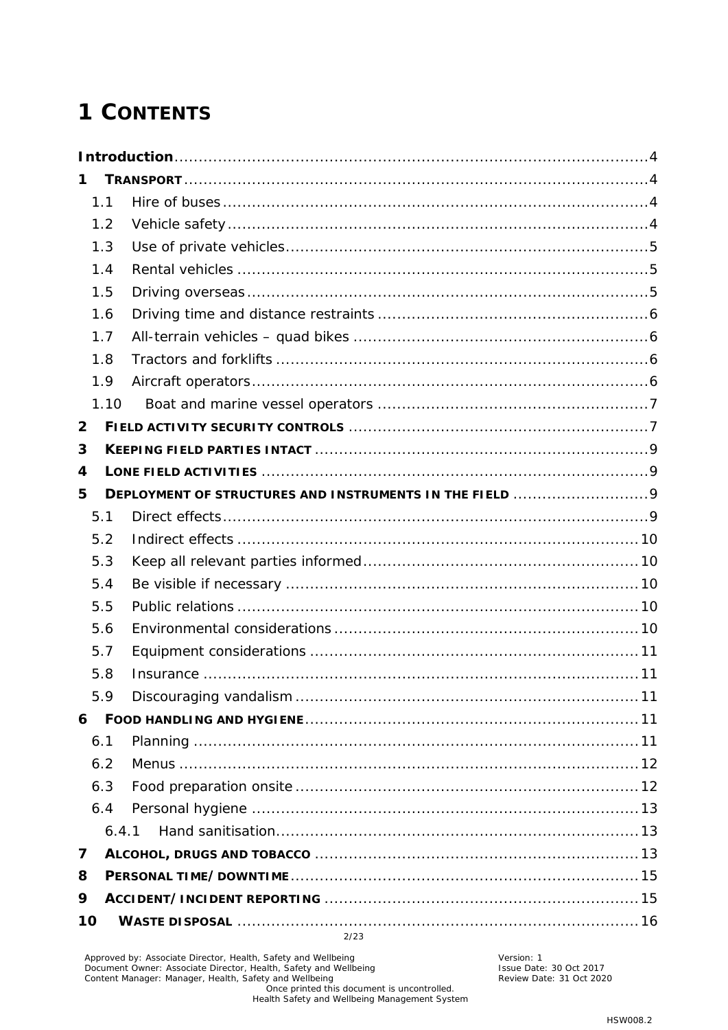# 1 CONTENTS

**Introduction**.................................................................................................4

1 TRANSPORT................................................................................................4

1.1 Hire of buses......................................................................................4

1.2 Vehicle safety......................................................................................4

1.3 Use of private vehicles.........................................................................5

1.4 Rental vehicles ....................................................................................5

1.5 Driving overseas..................................................................................5

1.6 Driving time and distance restraints.......................................................6

1.7 All-terrain vehicles – quad bikes ............................................................6

1.8 Tractors and forklifts ............................................................................6

1.9 Aircraft operators.................................................................................6

1.10 Boat and marine vessel operators .......................................................7

2 FIELD ACTIVITY SECURITY CONTROLS .............................................................7

3 KEEPING FIELD PARTIES INTACT ...................................................................9

4 LONE FIELD ACTIVITIES ...............................................................................9

5 DEPLOYMENT OF STRUCTURES AND INSTRUMENTS IN THE FIELD ...........................9

5.1 Direct effects.......................................................................................9

5.2 Indirect effects ..................................................................................10

5.3 Keep all relevant parties informed........................................................10

5.4 Be visible if necessary ........................................................................10

5.5 Public relations ..................................................................................10

5.6 Environmental considerations ..............................................................10

5.7 Equipment considerations ...................................................................11

5.8 Insurance .........................................................................................11

5.9 Discouraging vandalism ......................................................................11

6 FOOD HANDLING AND HYGIENE....................................................................11

6.1 Planning ...........................................................................................11

6.2 Menus ..............................................................................................12

6.3 Food preparation onsite ......................................................................12

6.4 Personal hygiene ...............................................................................13

6.4.1 Hand sanitisation..........................................................................13

7 ALCOHOL, DRUGS AND TOBACCO ..................................................................13

8 PERSONAL TIME/DOWNTIME.......................................................................15

9 ACCIDENT/INCIDENT REPORTING ................................................................15

10 WASTE DISPOSAL ..................................................................................16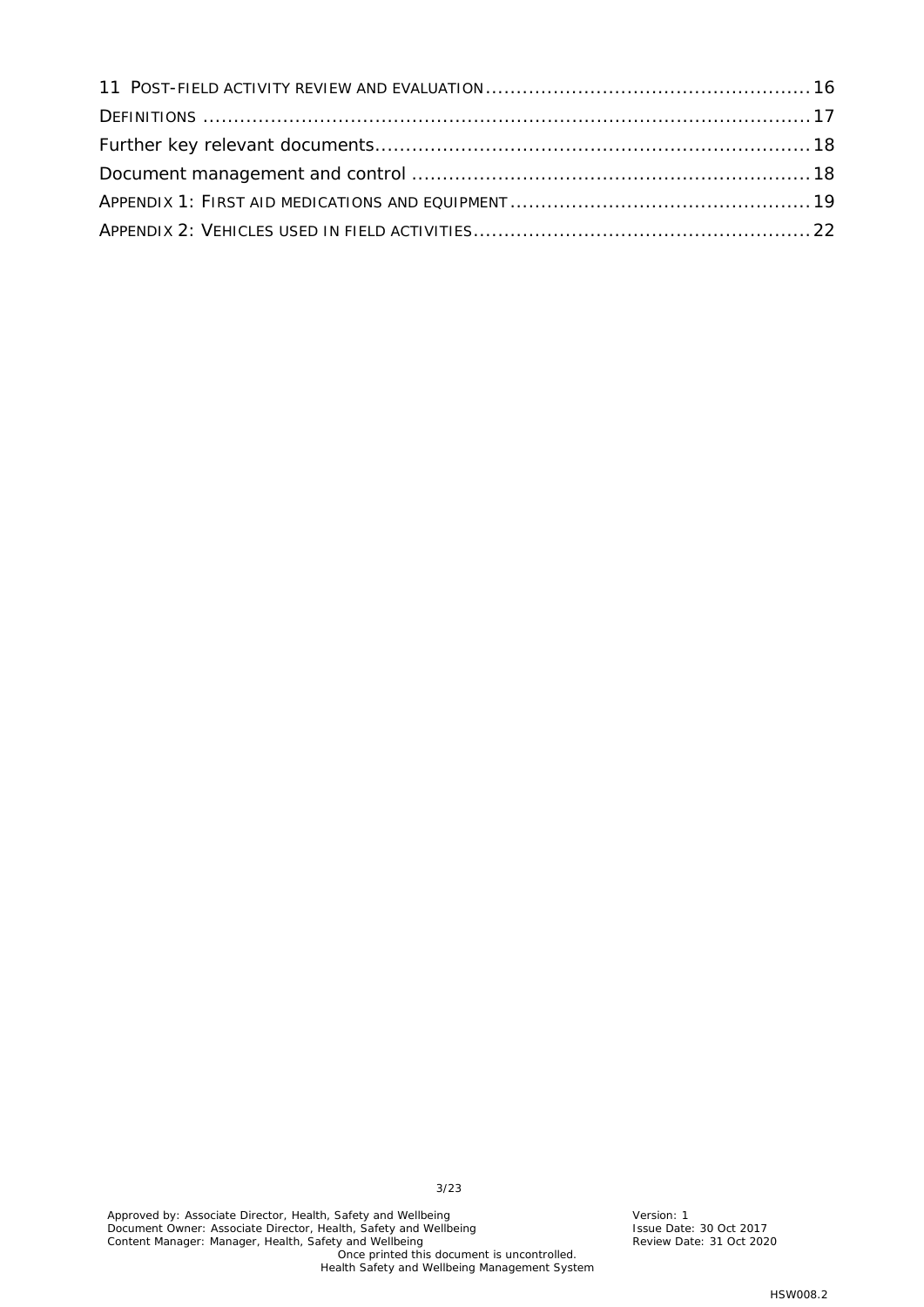11 POST-FIELD ACTIVITY REVIEW AND EVALUATION .................................................... 16

DEFINITIONS .................................................................................................... 17

Further key relevant documents...................................................................... 18

Document management and control ................................................................ 18

APPENDIX 1: FIRST AID MEDICATIONS AND EQUIPMENT ................................................ 19

APPENDIX 2: VEHICLES USED IN FIELD ACTIVITIES ...................................................... 22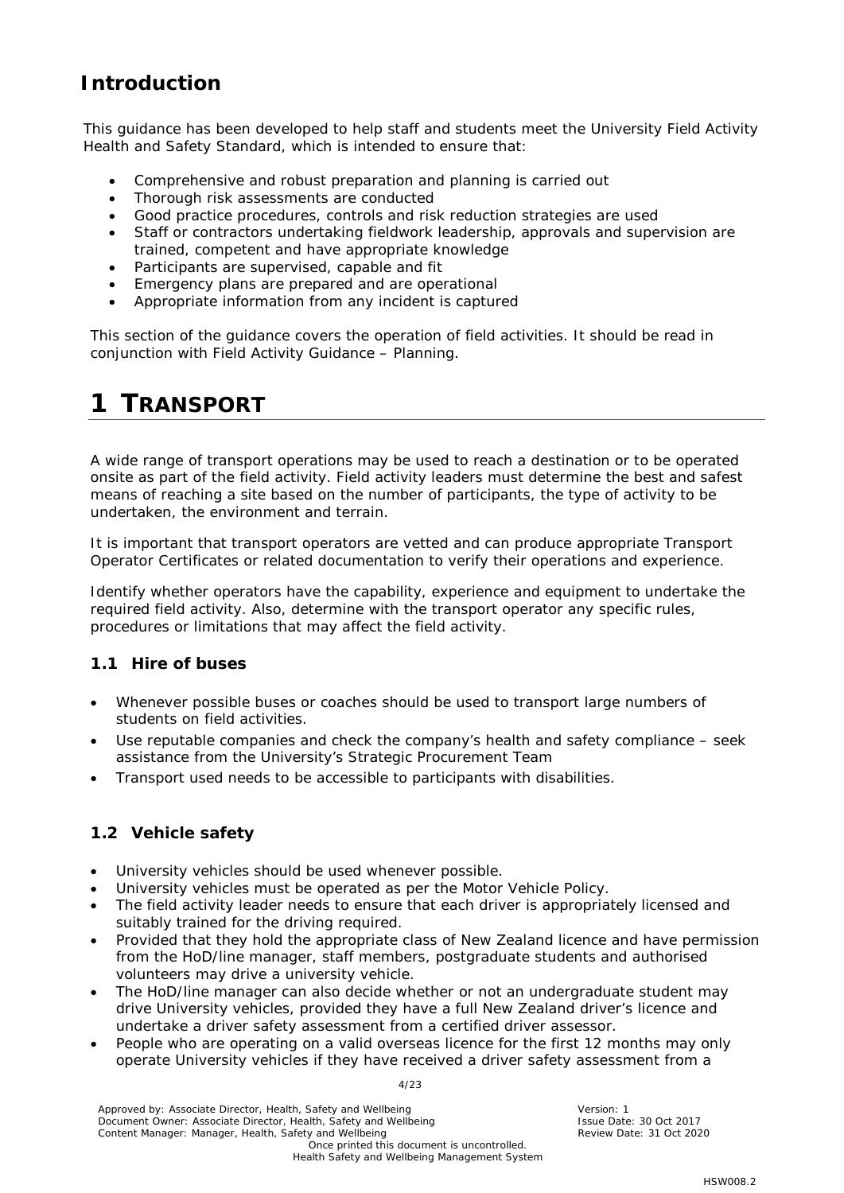# Introduction

This guidance has been developed to help staff and students meet the University Field Activity Health and Safety Standard, which is intended to ensure that:

- Comprehensive and robust preparation and planning is carried out
- Thorough risk assessments are conducted
- Good practice procedures, controls and risk reduction strategies are used
- Staff or contractors undertaking fieldwork leadership, approvals and supervision are trained, competent and have appropriate knowledge
- Participants are supervised, capable and fit
- Emergency plans are prepared and are operational
- Appropriate information from any incident is captured

This section of the guidance covers the operation of field activities. It should be read in conjunction with Field Activity Guidance – Planning.

# 1 TRANSPORT

A wide range of transport operations may be used to reach a destination or to be operated onsite as part of the field activity. Field activity leaders must determine the best and safest means of reaching a site based on the number of participants, the type of activity to be undertaken, the environment and terrain.

It is important that transport operators are vetted and can produce appropriate Transport Operator Certificates or related documentation to verify their operations and experience.

Identify whether operators have the capability, experience and equipment to undertake the required field activity. Also, determine with the transport operator any specific rules, procedures or limitations that may affect the field activity.

## 1.1 Hire of buses

- Whenever possible buses or coaches should be used to transport large numbers of students on field activities.
- Use reputable companies and check the company's health and safety compliance – seek assistance from the University's Strategic Procurement Team
- Transport used needs to be accessible to participants with disabilities.

## 1.2 Vehicle safety

- University vehicles should be used whenever possible.
- University vehicles must be operated as per the Motor Vehicle Policy.
- The field activity leader needs to ensure that each driver is appropriately licensed and suitably trained for the driving required.
- Provided that they hold the appropriate class of New Zealand licence and have permission from the HoD/line manager, staff members, postgraduate students and authorised volunteers may drive a university vehicle.
- The HoD/line manager can also decide whether or not an undergraduate student may drive University vehicles, provided they have a full New Zealand driver's licence and undertake a driver safety assessment from a certified driver assessor.
- People who are operating on a valid overseas licence for the first 12 months may only operate University vehicles if they have received a driver safety assessment from a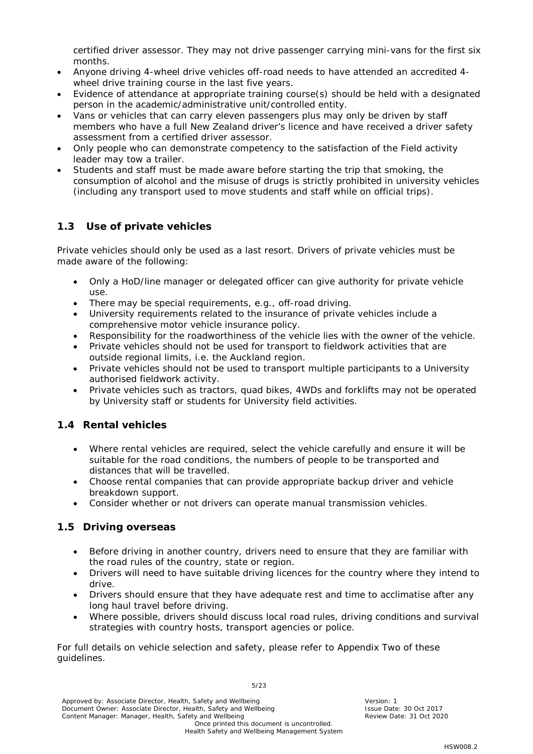certified driver assessor. They may not drive passenger carrying mini-vans for the first six months.

- Anyone driving 4-wheel drive vehicles off-road needs to have attended an accredited 4-wheel drive training course in the last five years.
- Evidence of attendance at appropriate training course(s) should be held with a designated person in the academic/administrative unit/controlled entity.
- Vans or vehicles that can carry eleven passengers plus may only be driven by staff members who have a full New Zealand driver's licence and have received a driver safety assessment from a certified driver assessor.
- Only people who can demonstrate competency to the satisfaction of the Field activity leader may tow a trailer.
- Students and staff must be made aware before starting the trip that smoking, the consumption of alcohol and the misuse of drugs is strictly prohibited in university vehicles (including any transport used to move students and staff while on official trips).

## 1.3 Use of private vehicles

Private vehicles should only be used as a last resort. Drivers of private vehicles must be made aware of the following:

- Only a HoD/line manager or delegated officer can give authority for private vehicle use.
- There may be special requirements, e.g., off-road driving.
- University requirements related to the insurance of private vehicles include a comprehensive motor vehicle insurance policy.
- Responsibility for the roadworthiness of the vehicle lies with the owner of the vehicle.
- Private vehicles should not be used for transport to fieldwork activities that are outside regional limits, i.e. the Auckland region.
- Private vehicles should not be used to transport multiple participants to a University authorised fieldwork activity.
- Private vehicles such as tractors, quad bikes, 4WDs and forklifts may not be operated by University staff or students for University field activities.

## 1.4 Rental vehicles

- Where rental vehicles are required, select the vehicle carefully and ensure it will be suitable for the road conditions, the numbers of people to be transported and distances that will be travelled.
- Choose rental companies that can provide appropriate backup driver and vehicle breakdown support.
- Consider whether or not drivers can operate manual transmission vehicles.

## 1.5 Driving overseas

- Before driving in another country, drivers need to ensure that they are familiar with the road rules of the country, state or region.
- Drivers will need to have suitable driving licences for the country where they intend to drive.
- Drivers should ensure that they have adequate rest and time to acclimatise after any long haul travel before driving.
- Where possible, drivers should discuss local road rules, driving conditions and survival strategies with country hosts, transport agencies or police.

For full details on vehicle selection and safety, please refer to Appendix Two of these guidelines.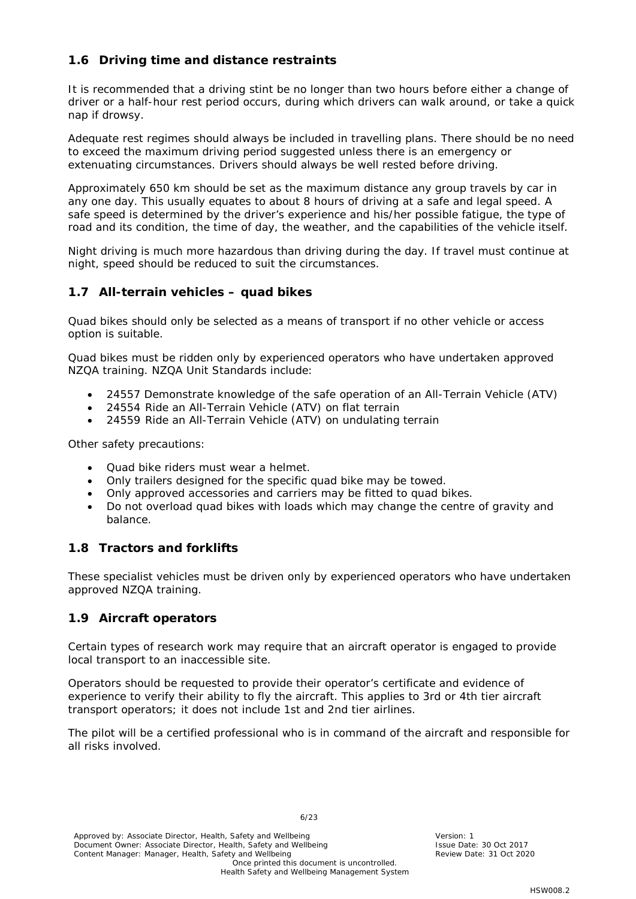## 1.6 Driving time and distance restraints

It is recommended that a driving stint be no longer than two hours before either a change of driver or a half-hour rest period occurs, during which drivers can walk around, or take a quick nap if drowsy.

Adequate rest regimes should always be included in travelling plans. There should be no need to exceed the maximum driving period suggested unless there is an emergency or extenuating circumstances. Drivers should always be well rested before driving.

Approximately 650 km should be set as the maximum distance any group travels by car in any one day. This usually equates to about 8 hours of driving at a safe and legal speed. A safe speed is determined by the driver's experience and his/her possible fatigue, the type of road and its condition, the time of day, the weather, and the capabilities of the vehicle itself.

Night driving is much more hazardous than driving during the day. If travel must continue at night, speed should be reduced to suit the circumstances.

## 1.7 All-terrain vehicles – quad bikes

Quad bikes should only be selected as a means of transport if no other vehicle or access option is suitable.

Quad bikes must be ridden only by experienced operators who have undertaken approved NZQA training. NZQA Unit Standards include:

- 24557 Demonstrate knowledge of the safe operation of an All-Terrain Vehicle (ATV)
- 24554 Ride an All-Terrain Vehicle (ATV) on flat terrain
- 24559 Ride an All-Terrain Vehicle (ATV) on undulating terrain

Other safety precautions:

- Quad bike riders must wear a helmet.
- Only trailers designed for the specific quad bike may be towed.
- Only approved accessories and carriers may be fitted to quad bikes.
- Do not overload quad bikes with loads which may change the centre of gravity and balance.

## 1.8 Tractors and forklifts

These specialist vehicles must be driven only by experienced operators who have undertaken approved NZQA training.

## 1.9 Aircraft operators

Certain types of research work may require that an aircraft operator is engaged to provide local transport to an inaccessible site.

Operators should be requested to provide their operator's certificate and evidence of experience to verify their ability to fly the aircraft. This applies to 3rd or 4th tier aircraft transport operators; it does not include 1st and 2nd tier airlines.

The pilot will be a certified professional who is in command of the aircraft and responsible for all risks involved.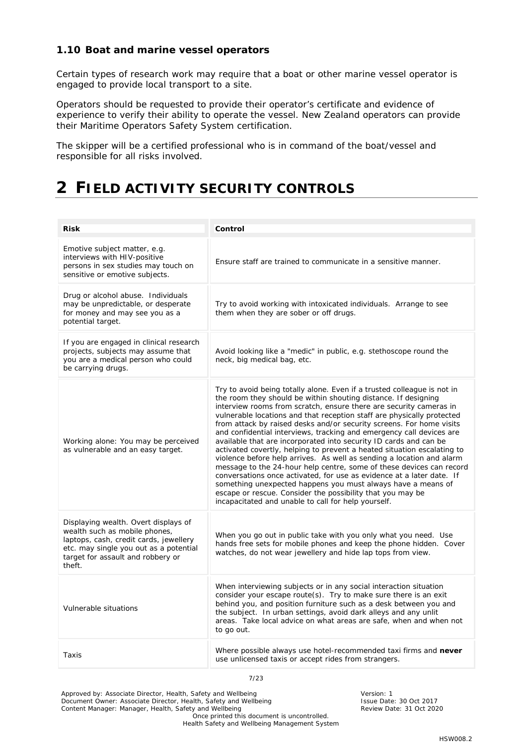### 1.10 Boat and marine vessel operators

Certain types of research work may require that a boat or other marine vessel operator is engaged to provide local transport to a site.

Operators should be requested to provide their operator's certificate and evidence of experience to verify their ability to operate the vessel. New Zealand operators can provide their Maritime Operators Safety System certification.

The skipper will be a certified professional who is in command of the boat/vessel and responsible for all risks involved.

# 2 FIELD ACTIVITY SECURITY CONTROLS

| Risk | Control |
|---|---|
| Emotive subject matter, e.g. interviews with HIV-positive persons in sex studies may touch on sensitive or emotive subjects. | Ensure staff are trained to communicate in a sensitive manner. |
| Drug or alcohol abuse. Individuals may be unpredictable, or desperate for money and may see you as a potential target. | Try to avoid working with intoxicated individuals. Arrange to see them when they are sober or off drugs. |
| If you are engaged in clinical research projects, subjects may assume that you are a medical person who could be carrying drugs. | Avoid looking like a "medic" in public, e.g. stethoscope round the neck, big medical bag, etc. |
| Working alone: You may be perceived as vulnerable and an easy target. | Try to avoid being totally alone. Even if a trusted colleague is not in the room they should be within shouting distance. If designing interview rooms from scratch, ensure there are security cameras in vulnerable locations and that reception staff are physically protected from attack by raised desks and/or security screens. For home visits and confidential interviews, tracking and emergency call devices are available that are incorporated into security ID cards and can be activated covertly, helping to prevent a heated situation escalating to violence before help arrives. As well as sending a location and alarm message to the 24-hour help centre, some of these devices can record conversations once activated, for use as evidence at a later date. If something unexpected happens you must always have a means of escape or rescue. Consider the possibility that you may be incapacitated and unable to call for help yourself. |
| Displaying wealth. Overt displays of wealth such as mobile phones, laptops, cash, credit cards, jewellery etc. may single you out as a potential target for assault and robbery or theft. | When you go out in public take with you only what you need. Use hands free sets for mobile phones and keep the phone hidden. Cover watches, do not wear jewellery and hide lap tops from view. |
| Vulnerable situations | When interviewing subjects or in any social interaction situation consider your escape route(s). Try to make sure there is an exit behind you, and position furniture such as a desk between you and the subject. In urban settings, avoid dark alleys and any unlit areas. Take local advice on what areas are safe, when and when not to go out. |
| Taxis | Where possible always use hotel-recommended taxi firms and **never** use unlicensed taxis or accept rides from strangers. |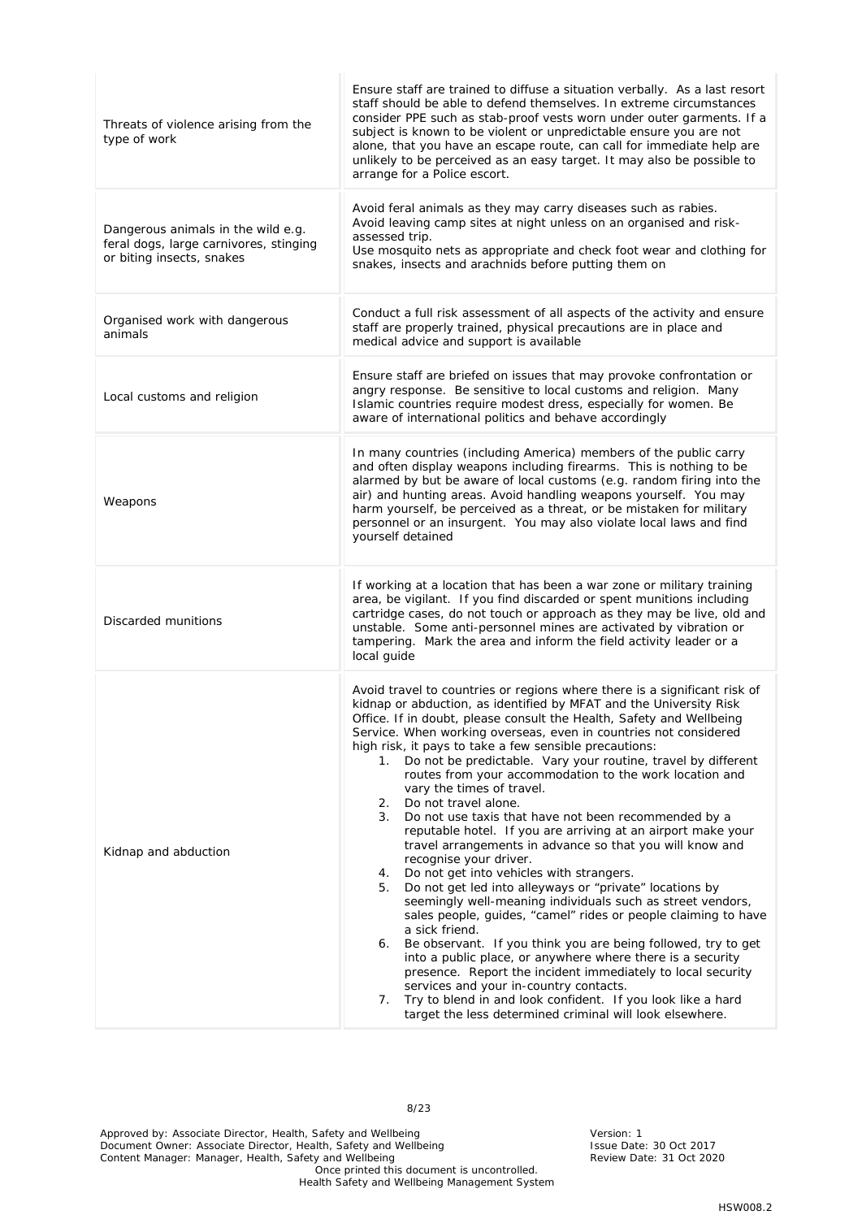| | |
|---|---|
| Threats of violence arising from the type of work | Ensure staff are trained to diffuse a situation verbally. As a last resort staff should be able to defend themselves. In extreme circumstances consider PPE such as stab-proof vests worn under outer garments. If a subject is known to be violent or unpredictable ensure you are not alone, that you have an escape route, can call for immediate help are unlikely to be perceived as an easy target. It may also be possible to arrange for a Police escort. |
| Dangerous animals in the wild e.g. feral dogs, large carnivores, stinging or biting insects, snakes | Avoid feral animals as they may carry diseases such as rabies.<br>Avoid leaving camp sites at night unless on an organised and risk-assessed trip.<br>Use mosquito nets as appropriate and check foot wear and clothing for snakes, insects and arachnids before putting them on |
| Organised work with dangerous animals | Conduct a full risk assessment of all aspects of the activity and ensure staff are properly trained, physical precautions are in place and medical advice and support is available |
| Local customs and religion | Ensure staff are briefed on issues that may provoke confrontation or angry response. Be sensitive to local customs and religion. Many Islamic countries require modest dress, especially for women. Be aware of international politics and behave accordingly |
| Weapons | In many countries (including America) members of the public carry and often display weapons including firearms. This is nothing to be alarmed by but be aware of local customs (e.g. random firing into the air) and hunting areas. Avoid handling weapons yourself. You may harm yourself, be perceived as a threat, or be mistaken for military personnel or an insurgent. You may also violate local laws and find yourself detained |
| Discarded munitions | If working at a location that has been a war zone or military training area, be vigilant. If you find discarded or spent munitions including cartridge cases, do not touch or approach as they may be live, old and unstable. Some anti-personnel mines are activated by vibration or tampering. Mark the area and inform the field activity leader or a local guide |
| Kidnap and abduction | Avoid travel to countries or regions where there is a significant risk of kidnap or abduction, as identified by MFAT and the University Risk Office. If in doubt, please consult the Health, Safety and Wellbeing Service. When working overseas, even in countries not considered high risk, it pays to take a few sensible precautions:<br>1. Do not be predictable. Vary your routine, travel by different routes from your accommodation to the work location and vary the times of travel.<br>2. Do not travel alone.<br>3. Do not use taxis that have not been recommended by a reputable hotel. If you are arriving at an airport make your travel arrangements in advance so that you will know and recognise your driver.<br>4. Do not get into vehicles with strangers.<br>5. Do not get led into alleyways or "private" locations by seemingly well-meaning individuals such as street vendors, sales people, guides, "camel" rides or people claiming to have a sick friend.<br>6. Be observant. If you think you are being followed, try to get into a public place, or anywhere where there is a security presence. Report the incident immediately to local security services and your in-country contacts.<br>7. Try to blend in and look confident. If you look like a hard target the less determined criminal will look elsewhere. |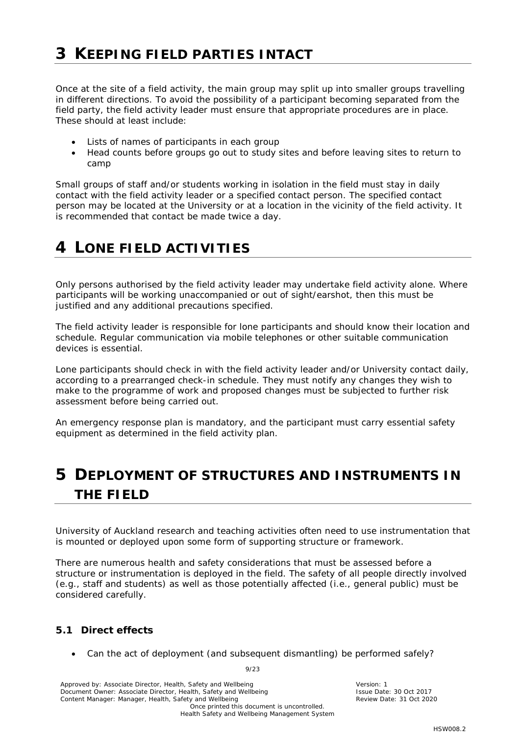# 3 KEEPING FIELD PARTIES INTACT

Once at the site of a field activity, the main group may split up into smaller groups travelling in different directions. To avoid the possibility of a participant becoming separated from the field party, the field activity leader must ensure that appropriate procedures are in place. These should at least include:

- Lists of names of participants in each group
- Head counts before groups go out to study sites and before leaving sites to return to camp

Small groups of staff and/or students working in isolation in the field must stay in daily contact with the field activity leader or a specified contact person. The specified contact person may be located at the University or at a location in the vicinity of the field activity. It is recommended that contact be made twice a day.

# 4 LONE FIELD ACTIVITIES

Only persons authorised by the field activity leader may undertake field activity alone. Where participants will be working unaccompanied or out of sight/earshot, then this must be justified and any additional precautions specified.

The field activity leader is responsible for lone participants and should know their location and schedule. Regular communication via mobile telephones or other suitable communication devices is essential.

Lone participants should check in with the field activity leader and/or University contact daily, according to a prearranged check-in schedule. They must notify any changes they wish to make to the programme of work and proposed changes must be subjected to further risk assessment before being carried out.

An emergency response plan is mandatory, and the participant must carry essential safety equipment as determined in the field activity plan.

# 5 DEPLOYMENT OF STRUCTURES AND INSTRUMENTS IN THE FIELD

University of Auckland research and teaching activities often need to use instrumentation that is mounted or deployed upon some form of supporting structure or framework.

There are numerous health and safety considerations that must be assessed before a structure or instrumentation is deployed in the field. The safety of all people directly involved (e.g., staff and students) as well as those potentially affected (i.e., general public) must be considered carefully.

### 5.1 Direct effects

- Can the act of deployment (and subsequent dismantling) be performed safely?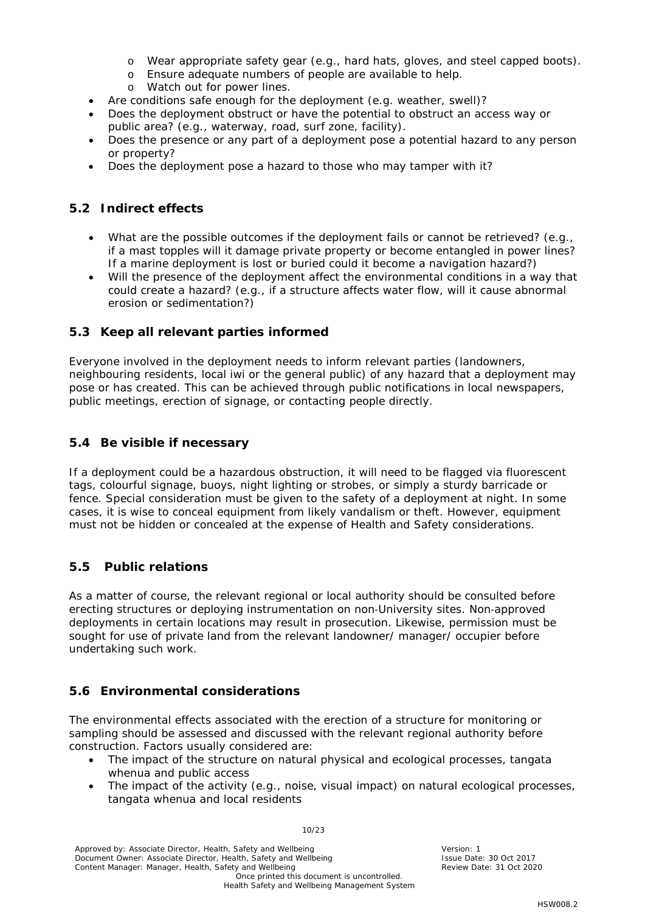- Wear appropriate safety gear (e.g., hard hats, gloves, and steel capped boots).
  - Ensure adequate numbers of people are available to help.
  - Watch out for power lines.
- Are conditions safe enough for the deployment (e.g. weather, swell)?
- Does the deployment obstruct or have the potential to obstruct an access way or public area? (e.g., waterway, road, surf zone, facility).
- Does the presence or any part of a deployment pose a potential hazard to any person or property?
- Does the deployment pose a hazard to those who may tamper with it?

## 5.2 Indirect effects

- What are the possible outcomes if the deployment fails or cannot be retrieved? (e.g., if a mast topples will it damage private property or become entangled in power lines? If a marine deployment is lost or buried could it become a navigation hazard?)
- Will the presence of the deployment affect the environmental conditions in a way that could create a hazard? (e.g., if a structure affects water flow, will it cause abnormal erosion or sedimentation?)

## 5.3 Keep all relevant parties informed

Everyone involved in the deployment needs to inform relevant parties (landowners, neighbouring residents, local iwi or the general public) of any hazard that a deployment may pose or has created. This can be achieved through public notifications in local newspapers, public meetings, erection of signage, or contacting people directly.

## 5.4 Be visible if necessary

If a deployment could be a hazardous obstruction, it will need to be flagged via fluorescent tags, colourful signage, buoys, night lighting or strobes, or simply a sturdy barricade or fence. Special consideration must be given to the safety of a deployment at night. In some cases, it is wise to conceal equipment from likely vandalism or theft. However, equipment must not be hidden or concealed at the expense of Health and Safety considerations.

## 5.5 Public relations

As a matter of course, the relevant regional or local authority should be consulted before erecting structures or deploying instrumentation on non-University sites. Non-approved deployments in certain locations may result in prosecution. Likewise, permission must be sought for use of private land from the relevant landowner/ manager/ occupier before undertaking such work.

## 5.6 Environmental considerations

The environmental effects associated with the erection of a structure for monitoring or sampling should be assessed and discussed with the relevant regional authority before construction. Factors usually considered are:

- The impact of the structure on natural physical and ecological processes, tangata whenua and public access
- The impact of the activity (e.g., noise, visual impact) on natural ecological processes, tangata whenua and local residents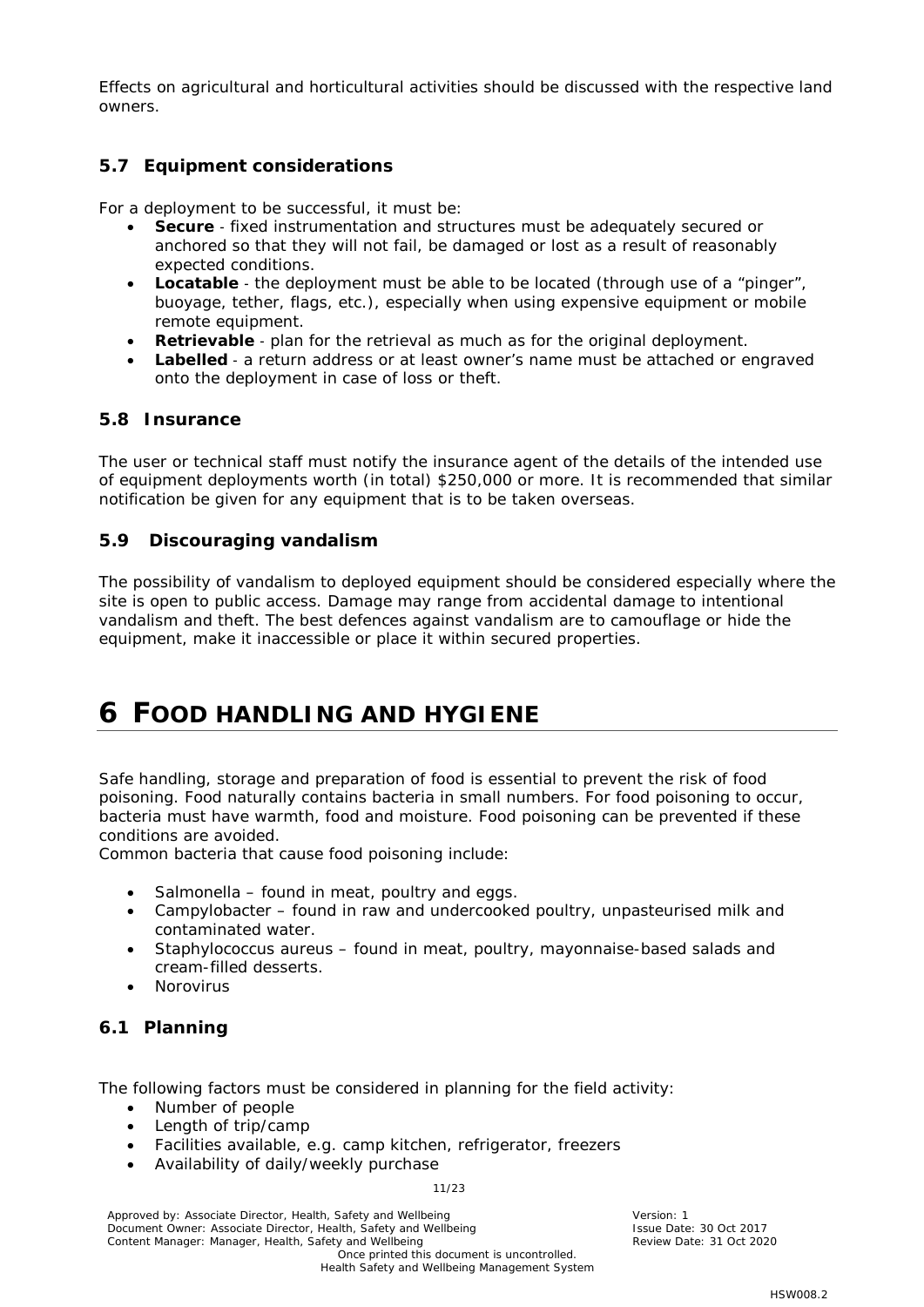Effects on agricultural and horticultural activities should be discussed with the respective land owners.

### 5.7 Equipment considerations

For a deployment to be successful, it must be:

- **Secure** - fixed instrumentation and structures must be adequately secured or anchored so that they will not fail, be damaged or lost as a result of reasonably expected conditions.
- **Locatable** - the deployment must be able to be located (through use of a "pinger", buoyage, tether, flags, etc.), especially when using expensive equipment or mobile remote equipment.
- **Retrievable** - plan for the retrieval as much as for the original deployment.
- **Labelled** - a return address or at least owner's name must be attached or engraved onto the deployment in case of loss or theft.

### 5.8 Insurance

The user or technical staff must notify the insurance agent of the details of the intended use of equipment deployments worth (in total) $250,000 or more. It is recommended that similar notification be given for any equipment that is to be taken overseas.

### 5.9 Discouraging vandalism

The possibility of vandalism to deployed equipment should be considered especially where the site is open to public access. Damage may range from accidental damage to intentional vandalism and theft. The best defences against vandalism are to camouflage or hide the equipment, make it inaccessible or place it within secured properties.

# 6 FOOD HANDLING AND HYGIENE

Safe handling, storage and preparation of food is essential to prevent the risk of food poisoning. Food naturally contains bacteria in small numbers. For food poisoning to occur, bacteria must have warmth, food and moisture. Food poisoning can be prevented if these conditions are avoided.
Common bacteria that cause food poisoning include:

- Salmonella – found in meat, poultry and eggs.
- Campylobacter – found in raw and undercooked poultry, unpasteurised milk and contaminated water.
- Staphylococcus aureus – found in meat, poultry, mayonnaise-based salads and cream-filled desserts.
- Norovirus

### 6.1 Planning

The following factors must be considered in planning for the field activity:

- Number of people
- Length of trip/camp
- Facilities available, e.g. camp kitchen, refrigerator, freezers
- Availability of daily/weekly purchase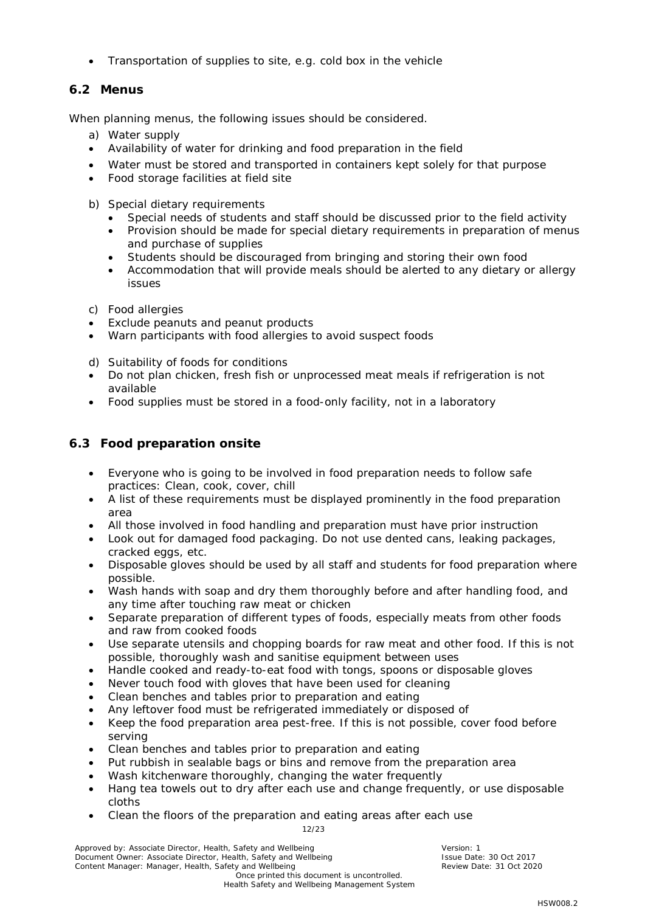- Transportation of supplies to site, e.g. cold box in the vehicle

### 6.2 Menus

When planning menus, the following issues should be considered.

a) Water supply

- Availability of water for drinking and food preparation in the field
- Water must be stored and transported in containers kept solely for that purpose
- Food storage facilities at field site

b) Special dietary requirements

  - Special needs of students and staff should be discussed prior to the field activity
  - Provision should be made for special dietary requirements in preparation of menus and purchase of supplies
  - Students should be discouraged from bringing and storing their own food
  - Accommodation that will provide meals should be alerted to any dietary or allergy issues

c) Food allergies

- Exclude peanuts and peanut products
- Warn participants with food allergies to avoid suspect foods

d) Suitability of foods for conditions

- Do not plan chicken, fresh fish or unprocessed meat meals if refrigeration is not available
- Food supplies must be stored in a food-only facility, not in a laboratory

### 6.3 Food preparation onsite

- Everyone who is going to be involved in food preparation needs to follow safe practices: Clean, cook, cover, chill
- A list of these requirements must be displayed prominently in the food preparation area
- All those involved in food handling and preparation must have prior instruction
- Look out for damaged food packaging. Do not use dented cans, leaking packages, cracked eggs, etc.
- Disposable gloves should be used by all staff and students for food preparation where possible.
- Wash hands with soap and dry them thoroughly before and after handling food, and any time after touching raw meat or chicken
- Separate preparation of different types of foods, especially meats from other foods and raw from cooked foods
- Use separate utensils and chopping boards for raw meat and other food. If this is not possible, thoroughly wash and sanitise equipment between uses
- Handle cooked and ready-to-eat food with tongs, spoons or disposable gloves
- Never touch food with gloves that have been used for cleaning
- Clean benches and tables prior to preparation and eating
- Any leftover food must be refrigerated immediately or disposed of
- Keep the food preparation area pest-free. If this is not possible, cover food before serving
- Clean benches and tables prior to preparation and eating
- Put rubbish in sealable bags or bins and remove from the preparation area
- Wash kitchenware thoroughly, changing the water frequently
- Hang tea towels out to dry after each use and change frequently, or use disposable cloths
- Clean the floors of the preparation and eating areas after each use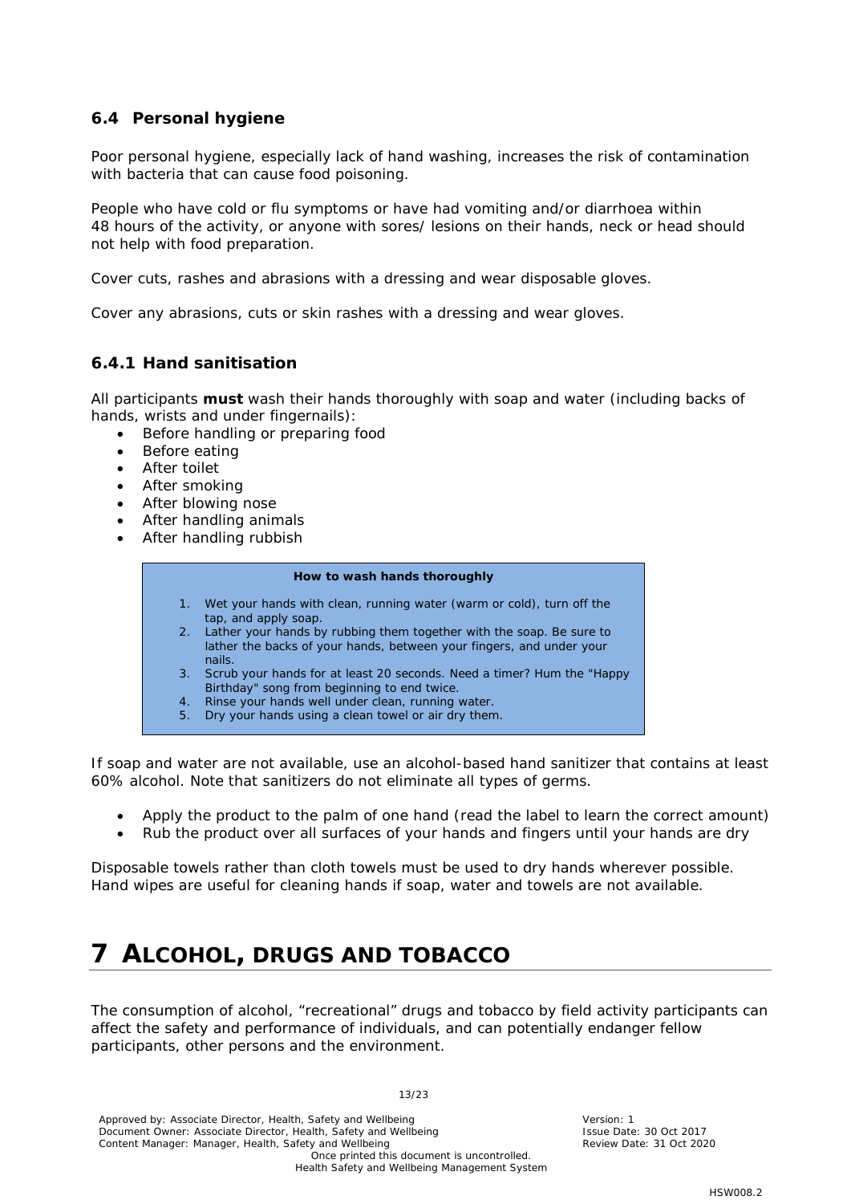### 6.4 Personal hygiene

Poor personal hygiene, especially lack of hand washing, increases the risk of contamination with bacteria that can cause food poisoning.

People who have cold or flu symptoms or have had vomiting and/or diarrhoea within 48 hours of the activity, or anyone with sores/ lesions on their hands, neck or head should not help with food preparation.

Cover cuts, rashes and abrasions with a dressing and wear disposable gloves.

Cover any abrasions, cuts or skin rashes with a dressing and wear gloves.

#### 6.4.1 Hand sanitisation

All participants **must** wash their hands thoroughly with soap and water (including backs of hands, wrists and under fingernails):

- Before handling or preparing food
- Before eating
- After toilet
- After smoking
- After blowing nose
- After handling animals
- After handling rubbish

**How to wash hands thoroughly**

1. Wet your hands with clean, running water (warm or cold), turn off the tap, and apply soap.
2. Lather your hands by rubbing them together with the soap. Be sure to lather the backs of your hands, between your fingers, and under your nails.
3. Scrub your hands for at least 20 seconds. Need a timer? Hum the "Happy Birthday" song from beginning to end twice.
4. Rinse your hands well under clean, running water.
5. Dry your hands using a clean towel or air dry them.

If soap and water are not available, use an alcohol-based hand sanitizer that contains at least 60% alcohol. Note that sanitizers do not eliminate all types of germs.

- Apply the product to the palm of one hand (read the label to learn the correct amount)
- Rub the product over all surfaces of your hands and fingers until your hands are dry

Disposable towels rather than cloth towels must be used to dry hands wherever possible. Hand wipes are useful for cleaning hands if soap, water and towels are not available.

# 7 ALCOHOL, DRUGS AND TOBACCO

The consumption of alcohol, "recreational" drugs and tobacco by field activity participants can affect the safety and performance of individuals, and can potentially endanger fellow participants, other persons and the environment.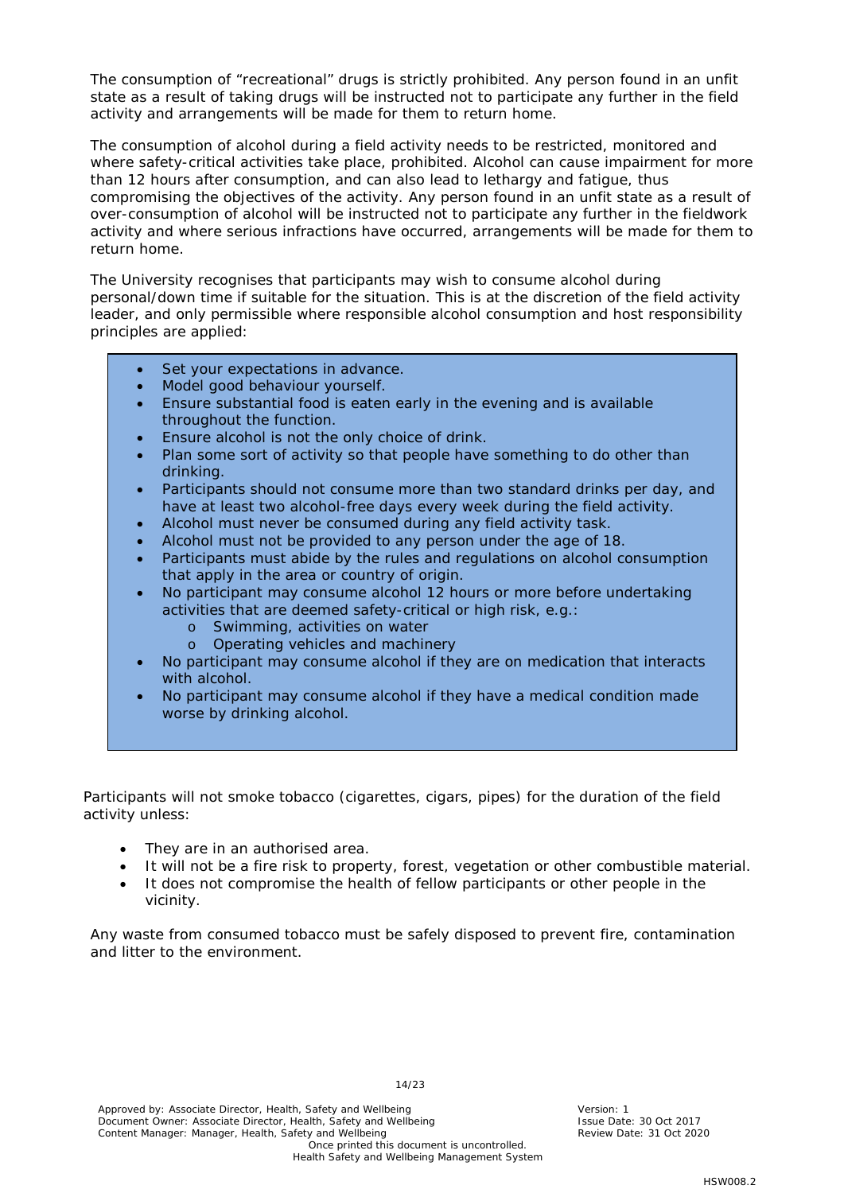The consumption of "recreational" drugs is strictly prohibited. Any person found in an unfit state as a result of taking drugs will be instructed not to participate any further in the field activity and arrangements will be made for them to return home.

The consumption of alcohol during a field activity needs to be restricted, monitored and where safety-critical activities take place, prohibited. Alcohol can cause impairment for more than 12 hours after consumption, and can also lead to lethargy and fatigue, thus compromising the objectives of the activity. Any person found in an unfit state as a result of over-consumption of alcohol will be instructed not to participate any further in the fieldwork activity and where serious infractions have occurred, arrangements will be made for them to return home.

The University recognises that participants may wish to consume alcohol during personal/down time if suitable for the situation. This is at the discretion of the field activity leader, and only permissible where responsible alcohol consumption and host responsibility principles are applied:

- Set your expectations in advance.
- Model good behaviour yourself.
- Ensure substantial food is eaten early in the evening and is available throughout the function.
- Ensure alcohol is not the only choice of drink.
- Plan some sort of activity so that people have something to do other than drinking.
- Participants should not consume more than two standard drinks per day, and have at least two alcohol-free days every week during the field activity.
- Alcohol must never be consumed during any field activity task.
- Alcohol must not be provided to any person under the age of 18.
- Participants must abide by the rules and regulations on alcohol consumption that apply in the area or country of origin.
- No participant may consume alcohol 12 hours or more before undertaking activities that are deemed safety-critical or high risk, e.g.:
    - Swimming, activities on water
    - Operating vehicles and machinery
- No participant may consume alcohol if they are on medication that interacts with alcohol.
- No participant may consume alcohol if they have a medical condition made worse by drinking alcohol.

Participants will not smoke tobacco (cigarettes, cigars, pipes) for the duration of the field activity unless:

- They are in an authorised area.
- It will not be a fire risk to property, forest, vegetation or other combustible material.
- It does not compromise the health of fellow participants or other people in the vicinity.

Any waste from consumed tobacco must be safely disposed to prevent fire, contamination and litter to the environment.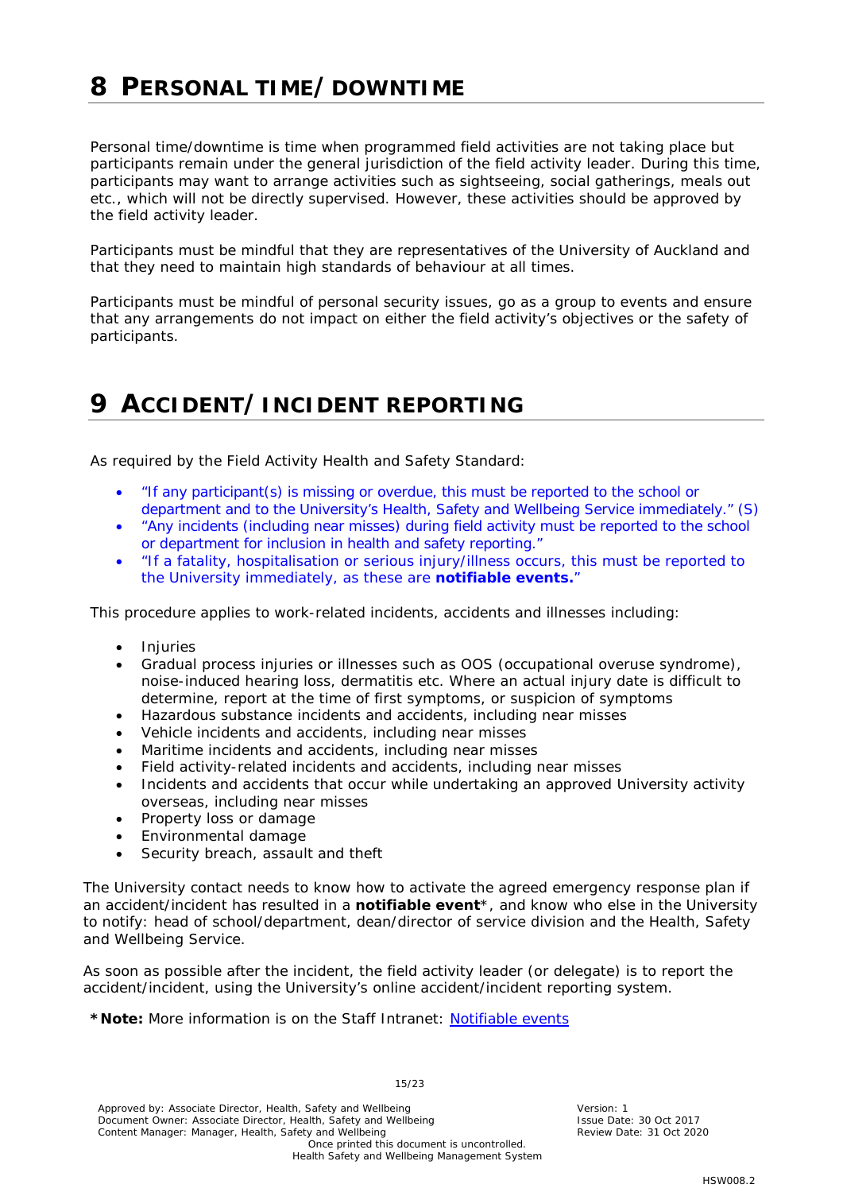# 8 PERSONAL TIME/DOWNTIME

Personal time/downtime is time when programmed field activities are not taking place but participants remain under the general jurisdiction of the field activity leader. During this time, participants may want to arrange activities such as sightseeing, social gatherings, meals out etc., which will not be directly supervised. However, these activities should be approved by the field activity leader.

Participants must be mindful that they are representatives of the University of Auckland and that they need to maintain high standards of behaviour at all times.

Participants must be mindful of personal security issues, go as a group to events and ensure that any arrangements do not impact on either the field activity's objectives or the safety of participants.

# 9 ACCIDENT/INCIDENT REPORTING

As required by the Field Activity Health and Safety Standard:

- "If any participant(s) is missing or overdue, this must be reported to the school or department and to the University's Health, Safety and Wellbeing Service immediately." (S)
- "Any incidents (including near misses) during field activity must be reported to the school or department for inclusion in health and safety reporting."
- "If a fatality, hospitalisation or serious injury/illness occurs, this must be reported to the University immediately, as these are **notifiable events.**"

This procedure applies to work-related incidents, accidents and illnesses including:

- Injuries
- Gradual process injuries or illnesses such as OOS (occupational overuse syndrome), noise-induced hearing loss, dermatitis etc. Where an actual injury date is difficult to determine, report at the time of first symptoms, or suspicion of symptoms
- Hazardous substance incidents and accidents, including near misses
- Vehicle incidents and accidents, including near misses
- Maritime incidents and accidents, including near misses
- Field activity-related incidents and accidents, including near misses
- Incidents and accidents that occur while undertaking an approved University activity overseas, including near misses
- Property loss or damage
- Environmental damage
- Security breach, assault and theft

The University contact needs to know how to activate the agreed emergency response plan if an accident/incident has resulted in a **notifiable event***, and know who else in the University to notify: head of school/department, dean/director of service division and the Health, Safety and Wellbeing Service.

As soon as possible after the incident, the field activity leader (or delegate) is to report the accident/incident, using the University's online accident/incident reporting system.

***Note:** More information is on the Staff Intranet: Notifiable events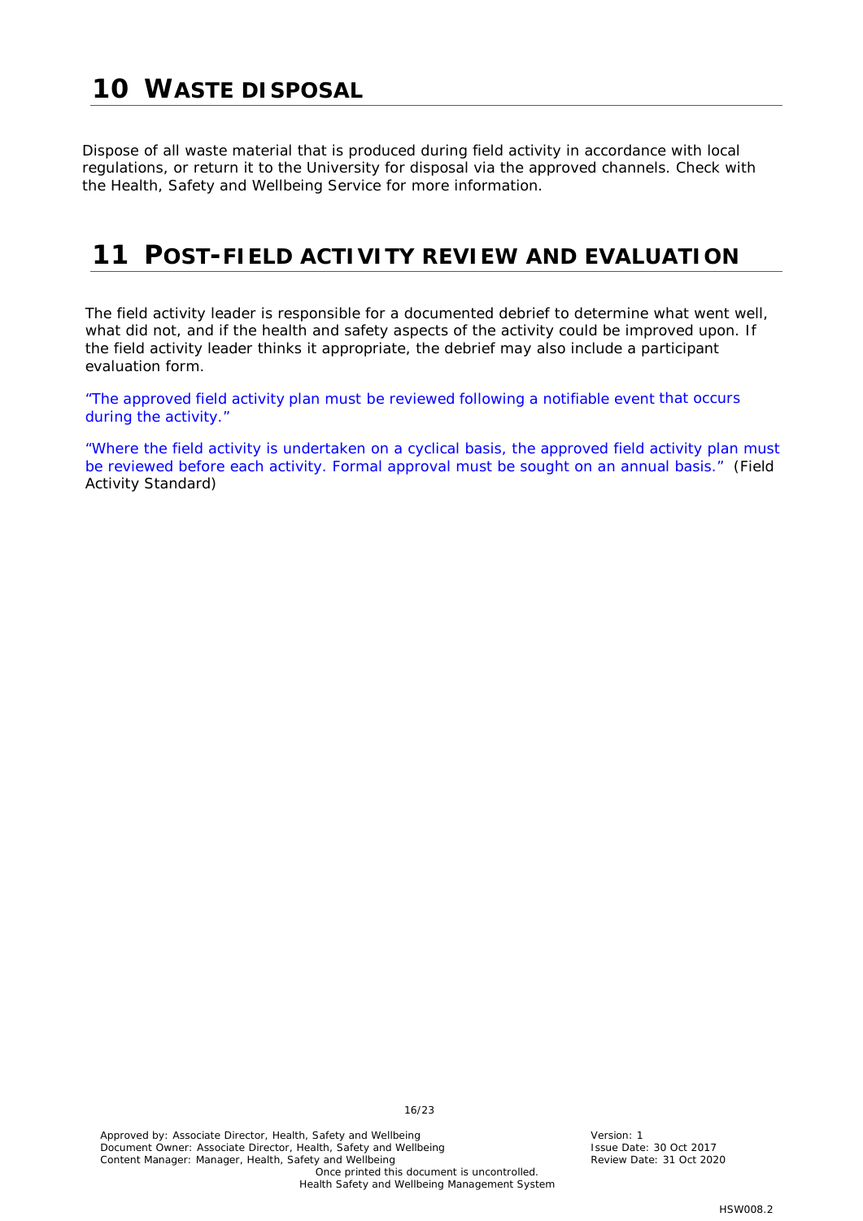# 10 WASTE DISPOSAL

Dispose of all waste material that is produced during field activity in accordance with local regulations, or return it to the University for disposal via the approved channels. Check with the Health, Safety and Wellbeing Service for more information.

# 11 POST-FIELD ACTIVITY REVIEW AND EVALUATION

The field activity leader is responsible for a documented debrief to determine what went well, what did not, and if the health and safety aspects of the activity could be improved upon. If the field activity leader thinks it appropriate, the debrief may also include a participant evaluation form.

"The approved field activity plan must be reviewed following a notifiable event that occurs during the activity."

"Where the field activity is undertaken on a cyclical basis, the approved field activity plan must be reviewed before each activity. Formal approval must be sought on an annual basis." (Field Activity Standard)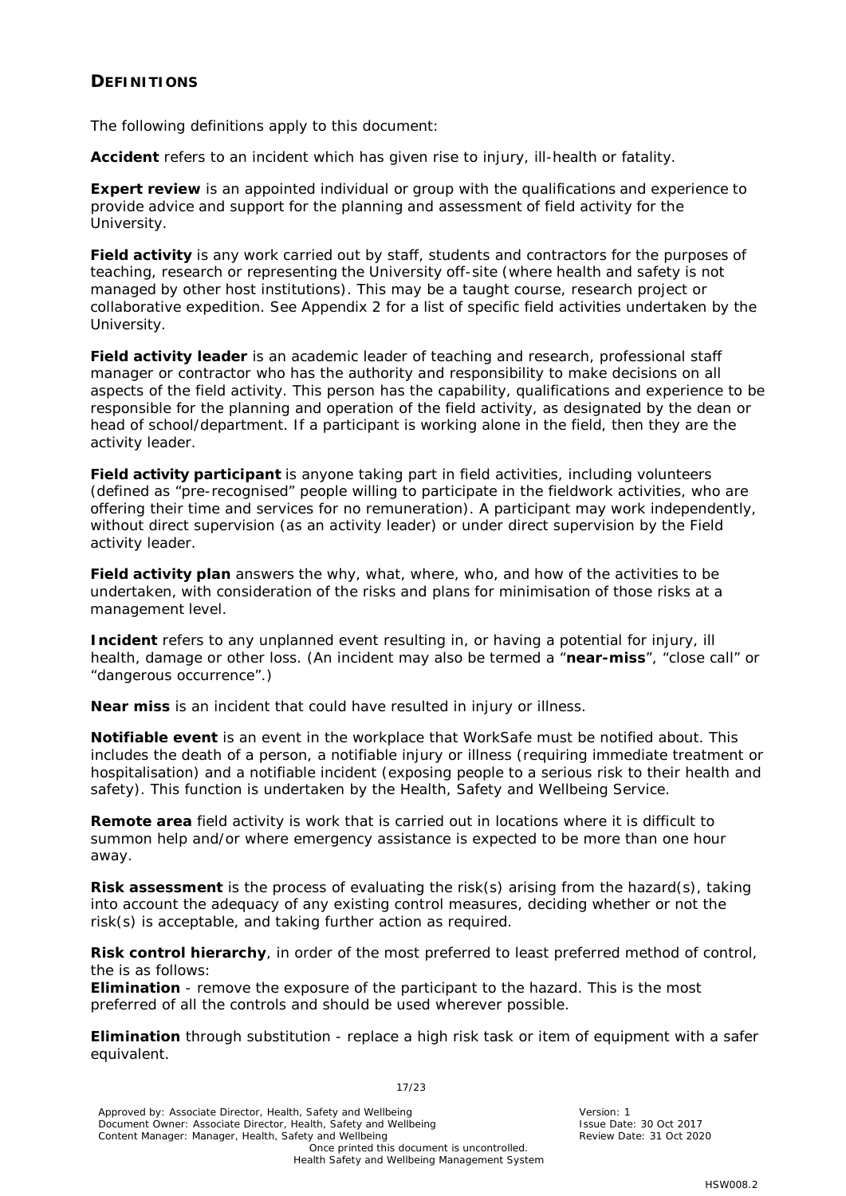## DEFINITIONS

The following definitions apply to this document:

**Accident** refers to an incident which has given rise to injury, ill-health or fatality.

**Expert review** is an appointed individual or group with the qualifications and experience to provide advice and support for the planning and assessment of field activity for the University.

**Field activity** is any work carried out by staff, students and contractors for the purposes of teaching, research or representing the University off-site (where health and safety is not managed by other host institutions). This may be a taught course, research project or collaborative expedition. See Appendix 2 for a list of specific field activities undertaken by the University.

**Field activity leader** is an academic leader of teaching and research, professional staff manager or contractor who has the authority and responsibility to make decisions on all aspects of the field activity. This person has the capability, qualifications and experience to be responsible for the planning and operation of the field activity, as designated by the dean or head of school/department. If a participant is working alone in the field, then they are the activity leader.

**Field activity participant** is anyone taking part in field activities, including volunteers (defined as "pre-recognised" people willing to participate in the fieldwork activities, who are offering their time and services for no remuneration). A participant may work independently, without direct supervision (as an activity leader) or under direct supervision by the Field activity leader.

**Field activity plan** answers the why, what, where, who, and how of the activities to be undertaken, with consideration of the risks and plans for minimisation of those risks at a management level.

**Incident** refers to any unplanned event resulting in, or having a potential for injury, ill health, damage or other loss. (An incident may also be termed a "**near-miss**", "close call" or "dangerous occurrence".)

**Near miss** is an incident that could have resulted in injury or illness.

**Notifiable event** is an event in the workplace that WorkSafe must be notified about. This includes the death of a person, a notifiable injury or illness (requiring immediate treatment or hospitalisation) and a notifiable incident (exposing people to a serious risk to their health and safety). This function is undertaken by the Health, Safety and Wellbeing Service.

**Remote area** field activity is work that is carried out in locations where it is difficult to summon help and/or where emergency assistance is expected to be more than one hour away.

**Risk assessment** is the process of evaluating the risk(s) arising from the hazard(s), taking into account the adequacy of any existing control measures, deciding whether or not the risk(s) is acceptable, and taking further action as required.

**Risk control hierarchy**, in order of the most preferred to least preferred method of control, the is as follows:
**Elimination** - remove the exposure of the participant to the hazard. This is the most preferred of all the controls and should be used wherever possible.

**Elimination** through substitution - replace a high risk task or item of equipment with a safer equivalent.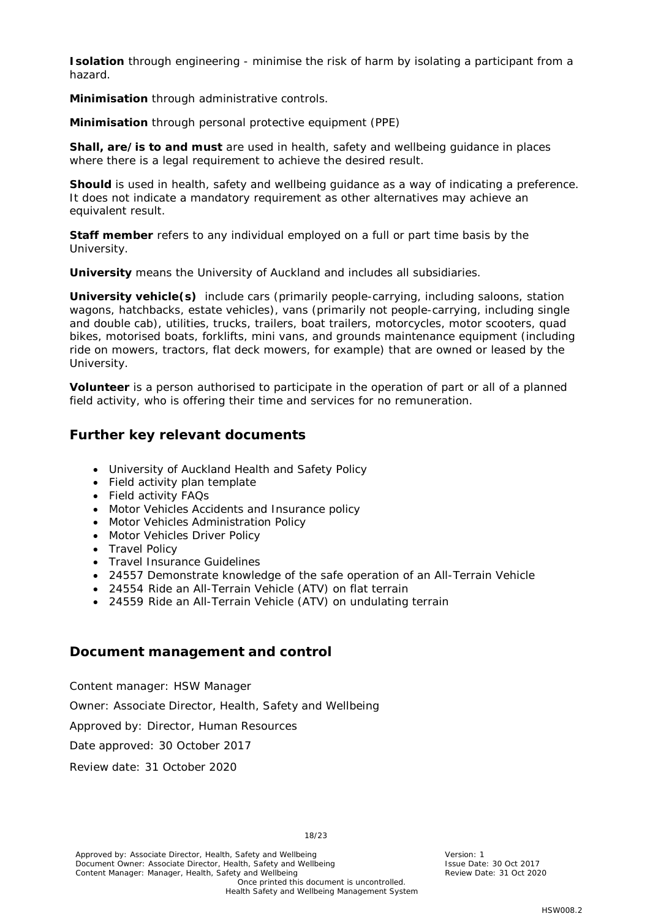**Isolation** through engineering - minimise the risk of harm by isolating a participant from a hazard.

**Minimisation** through administrative controls.

**Minimisation** through personal protective equipment (PPE)

**Shall, are/is to and must** are used in health, safety and wellbeing guidance in places where there is a legal requirement to achieve the desired result.

**Should** is used in health, safety and wellbeing guidance as a way of indicating a preference. It does not indicate a mandatory requirement as other alternatives may achieve an equivalent result.

**Staff member** refers to any individual employed on a full or part time basis by the University.

**University** means the University of Auckland and includes all subsidiaries.

**University vehicle(s)** include cars (primarily people-carrying, including saloons, station wagons, hatchbacks, estate vehicles), vans (primarily not people-carrying, including single and double cab), utilities, trucks, trailers, boat trailers, motorcycles, motor scooters, quad bikes, motorised boats, forklifts, mini vans, and grounds maintenance equipment (including ride on mowers, tractors, flat deck mowers, for example) that are owned or leased by the University.

**Volunteer** is a person authorised to participate in the operation of part or all of a planned field activity, who is offering their time and services for no remuneration.

## Further key relevant documents

- University of Auckland Health and Safety Policy
- Field activity plan template
- Field activity FAQs
- Motor Vehicles Accidents and Insurance policy
- Motor Vehicles Administration Policy
- Motor Vehicles Driver Policy
- Travel Policy
- Travel Insurance Guidelines
- 24557 Demonstrate knowledge of the safe operation of an All-Terrain Vehicle
- 24554 Ride an All-Terrain Vehicle (ATV) on flat terrain
- 24559 Ride an All-Terrain Vehicle (ATV) on undulating terrain

## Document management and control

Content manager: HSW Manager

Owner: Associate Director, Health, Safety and Wellbeing

Approved by: Director, Human Resources

Date approved: 30 October 2017

Review date: 31 October 2020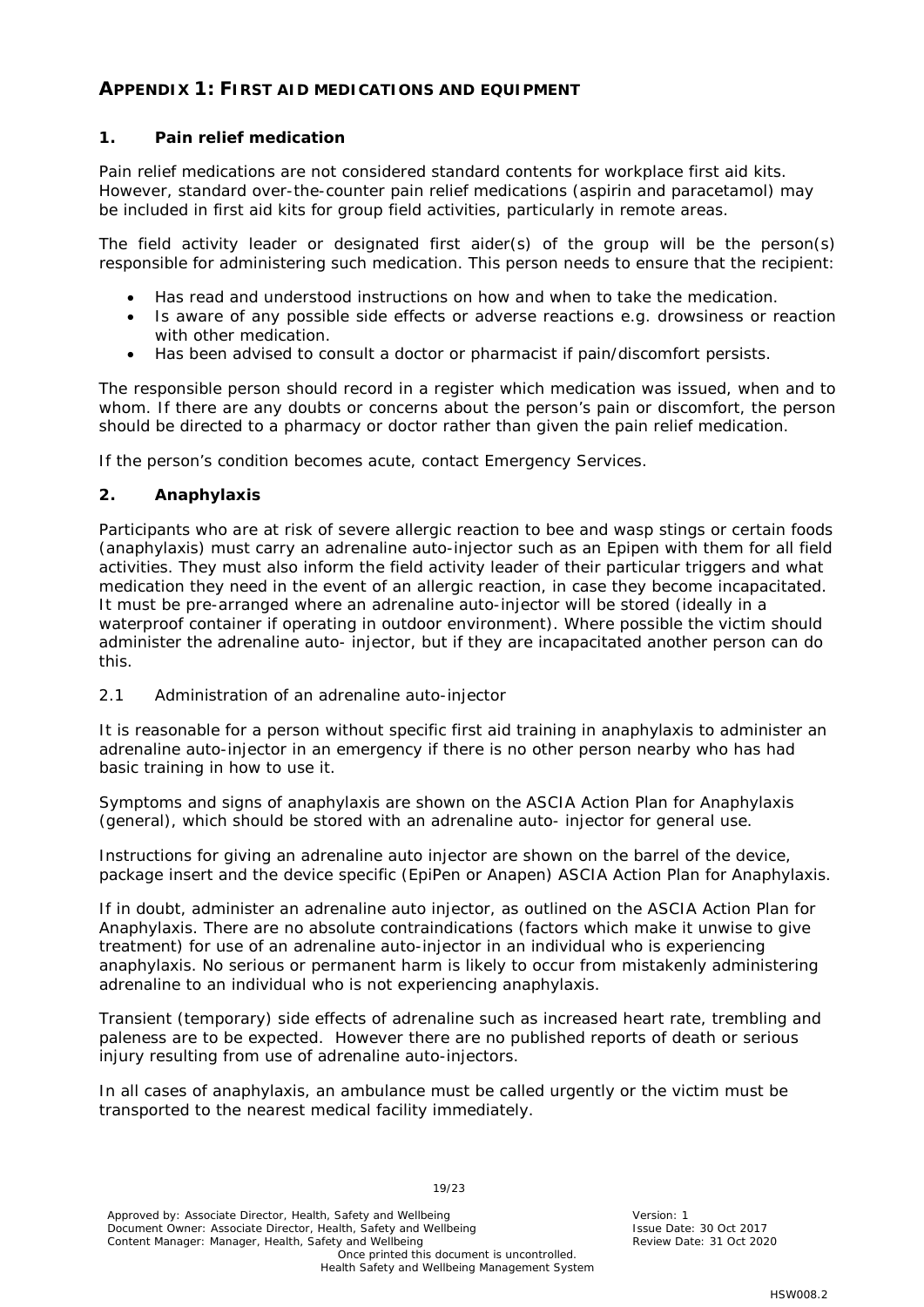## APPENDIX 1: FIRST AID MEDICATIONS AND EQUIPMENT

### 1. Pain relief medication

Pain relief medications are not considered standard contents for workplace first aid kits. However, standard over-the-counter pain relief medications (aspirin and paracetamol) may be included in first aid kits for group field activities, particularly in remote areas.

The field activity leader or designated first aider(s) of the group will be the person(s) responsible for administering such medication. This person needs to ensure that the recipient:

- Has read and understood instructions on how and when to take the medication.
- Is aware of any possible side effects or adverse reactions e.g. drowsiness or reaction with other medication.
- Has been advised to consult a doctor or pharmacist if pain/discomfort persists.

The responsible person should record in a register which medication was issued, when and to whom. If there are any doubts or concerns about the person's pain or discomfort, the person should be directed to a pharmacy or doctor rather than given the pain relief medication.

If the person's condition becomes acute, contact Emergency Services.

### 2. Anaphylaxis

Participants who are at risk of severe allergic reaction to bee and wasp stings or certain foods (anaphylaxis) must carry an adrenaline auto-injector such as an Epipen with them for all field activities. They must also inform the field activity leader of their particular triggers and what medication they need in the event of an allergic reaction, in case they become incapacitated. It must be pre-arranged where an adrenaline auto-injector will be stored (ideally in a waterproof container if operating in outdoor environment). Where possible the victim should administer the adrenaline auto- injector, but if they are incapacitated another person can do this.

#### 2.1 Administration of an adrenaline auto-injector

It is reasonable for a person without specific first aid training in anaphylaxis to administer an adrenaline auto-injector in an emergency if there is no other person nearby who has had basic training in how to use it.

Symptoms and signs of anaphylaxis are shown on the ASCIA Action Plan for Anaphylaxis (general), which should be stored with an adrenaline auto- injector for general use.

Instructions for giving an adrenaline auto injector are shown on the barrel of the device, package insert and the device specific (EpiPen or Anapen) ASCIA Action Plan for Anaphylaxis.

If in doubt, administer an adrenaline auto injector, as outlined on the ASCIA Action Plan for Anaphylaxis. There are no absolute contraindications (factors which make it unwise to give treatment) for use of an adrenaline auto-injector in an individual who is experiencing anaphylaxis. No serious or permanent harm is likely to occur from mistakenly administering adrenaline to an individual who is not experiencing anaphylaxis.

Transient (temporary) side effects of adrenaline such as increased heart rate, trembling and paleness are to be expected. However there are no published reports of death or serious injury resulting from use of adrenaline auto-injectors.

In all cases of anaphylaxis, an ambulance must be called urgently or the victim must be transported to the nearest medical facility immediately.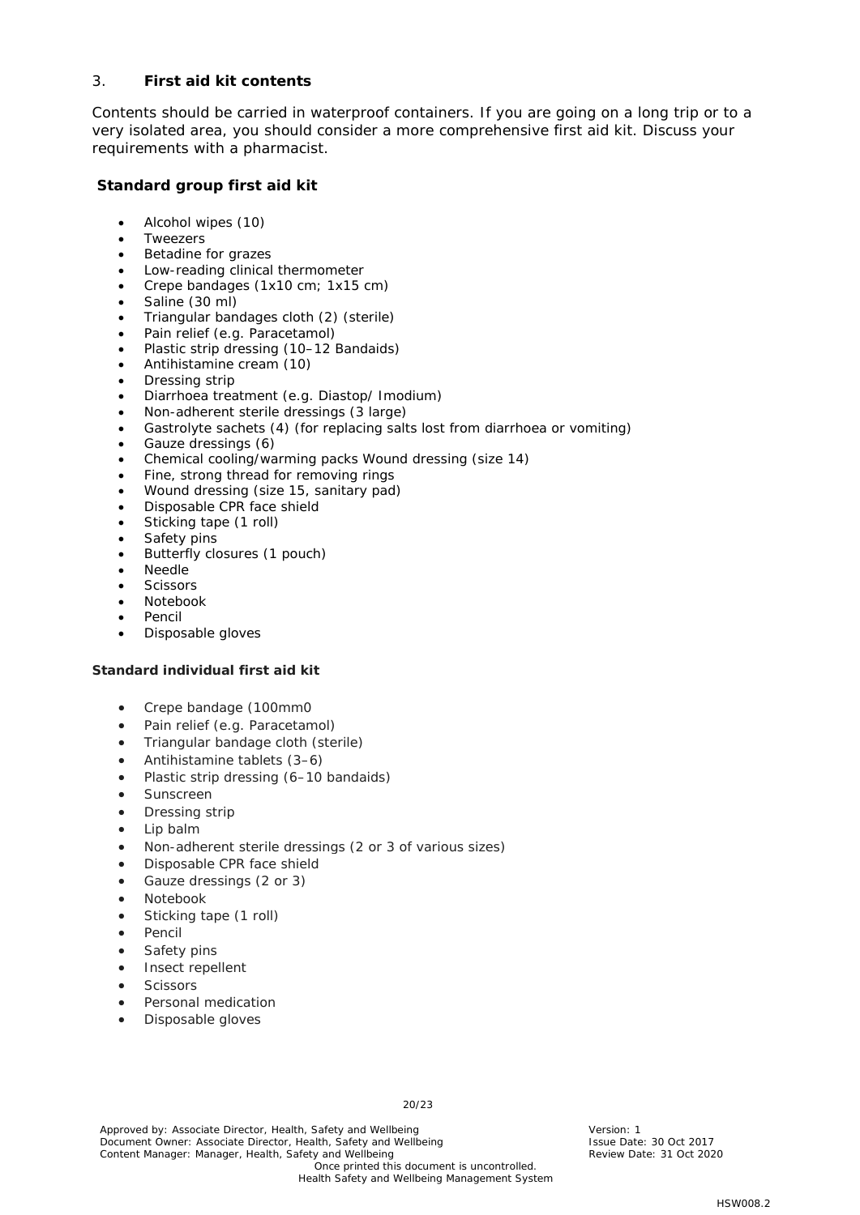## 3. First aid kit contents

Contents should be carried in waterproof containers. If you are going on a long trip or to a very isolated area, you should consider a more comprehensive first aid kit. Discuss your requirements with a pharmacist.

### Standard group first aid kit

- Alcohol wipes (10)
- Tweezers
- Betadine for grazes
- Low-reading clinical thermometer
- Crepe bandages (1x10 cm; 1x15 cm)
- Saline (30 ml)
- Triangular bandages cloth (2) (sterile)
- Pain relief (e.g. Paracetamol)
- Plastic strip dressing (10–12 Bandaids)
- Antihistamine cream (10)
- Dressing strip
- Diarrhoea treatment (e.g. Diastop/ Imodium)
- Non-adherent sterile dressings (3 large)
- Gastrolyte sachets (4) (for replacing salts lost from diarrhoea or vomiting)
- Gauze dressings (6)
- Chemical cooling/warming packs Wound dressing (size 14)
- Fine, strong thread for removing rings
- Wound dressing (size 15, sanitary pad)
- Disposable CPR face shield
- Sticking tape (1 roll)
- Safety pins
- Butterfly closures (1 pouch)
- Needle
- Scissors
- Notebook
- Pencil
- Disposable gloves

#### Standard individual first aid kit

- Crepe bandage (100mm0
- Pain relief (e.g. Paracetamol)
- Triangular bandage cloth (sterile)
- Antihistamine tablets (3–6)
- Plastic strip dressing (6–10 bandaids)
- Sunscreen
- Dressing strip
- Lip balm
- Non-adherent sterile dressings (2 or 3 of various sizes)
- Disposable CPR face shield
- Gauze dressings (2 or 3)
- Notebook
- Sticking tape (1 roll)
- Pencil
- Safety pins
- Insect repellent
- Scissors
- Personal medication
- Disposable gloves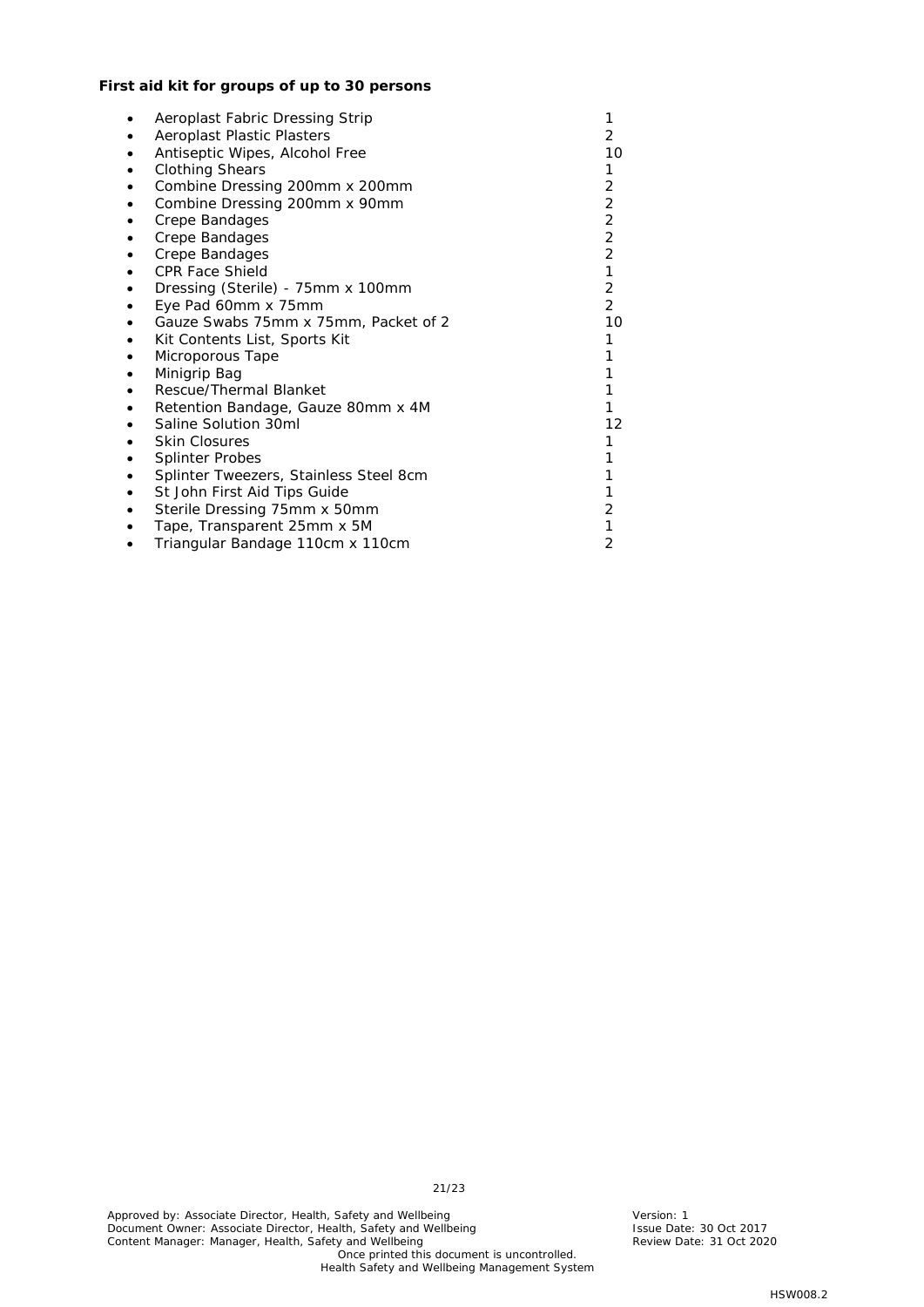**First aid kit for groups of up to 30 persons**

- Aeroplast Fabric Dressing Strip 1
- Aeroplast Plastic Plasters 2
- Antiseptic Wipes, Alcohol Free 10
- Clothing Shears 1
- Combine Dressing 200mm x 200mm 2
- Combine Dressing 200mm x 90mm 2
- Crepe Bandages 2
- Crepe Bandages 2
- Crepe Bandages 2
- CPR Face Shield 1
- Dressing (Sterile) - 75mm x 100mm 2
- Eye Pad 60mm x 75mm 2
- Gauze Swabs 75mm x 75mm, Packet of 2 10
- Kit Contents List, Sports Kit 1
- Microporous Tape 1
- Minigrip Bag 1
- Rescue/Thermal Blanket 1
- Retention Bandage, Gauze 80mm x 4M 1
- Saline Solution 30ml 12
- Skin Closures 1
- Splinter Probes 1
- Splinter Tweezers, Stainless Steel 8cm 1
- St John First Aid Tips Guide 1
- Sterile Dressing 75mm x 50mm 2
- Tape, Transparent 25mm x 5M 1
- Triangular Bandage 110cm x 110cm 2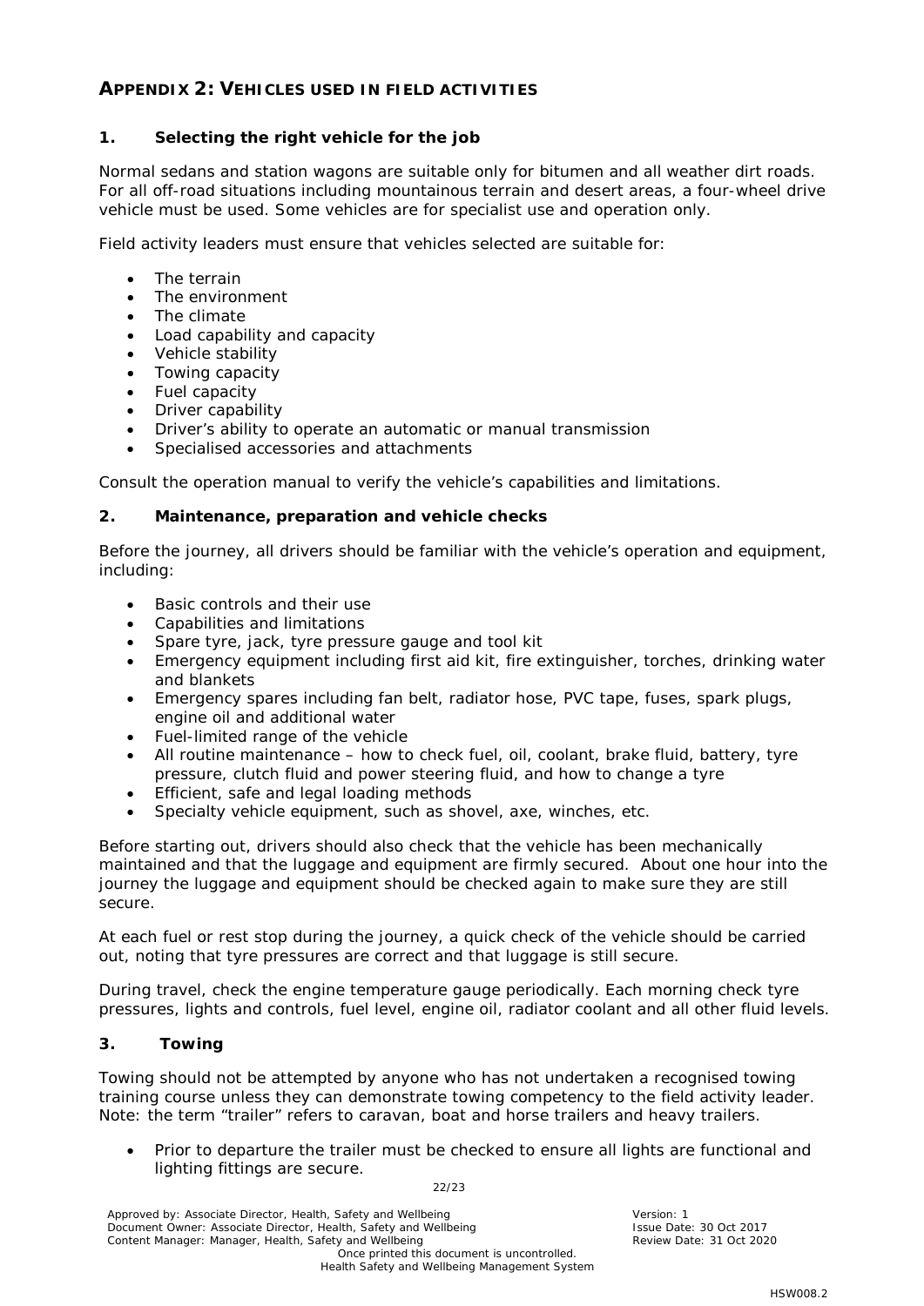## APPENDIX 2: VEHICLES USED IN FIELD ACTIVITIES

### 1. Selecting the right vehicle for the job

Normal sedans and station wagons are suitable only for bitumen and all weather dirt roads. For all off-road situations including mountainous terrain and desert areas, a four-wheel drive vehicle must be used. Some vehicles are for specialist use and operation only.

Field activity leaders must ensure that vehicles selected are suitable for:

- The terrain
- The environment
- The climate
- Load capability and capacity
- Vehicle stability
- Towing capacity
- Fuel capacity
- Driver capability
- Driver's ability to operate an automatic or manual transmission
- Specialised accessories and attachments

Consult the operation manual to verify the vehicle's capabilities and limitations.

### 2. Maintenance, preparation and vehicle checks

Before the journey, all drivers should be familiar with the vehicle's operation and equipment, including:

- Basic controls and their use
- Capabilities and limitations
- Spare tyre, jack, tyre pressure gauge and tool kit
- Emergency equipment including first aid kit, fire extinguisher, torches, drinking water and blankets
- Emergency spares including fan belt, radiator hose, PVC tape, fuses, spark plugs, engine oil and additional water
- Fuel-limited range of the vehicle
- All routine maintenance – how to check fuel, oil, coolant, brake fluid, battery, tyre pressure, clutch fluid and power steering fluid, and how to change a tyre
- Efficient, safe and legal loading methods
- Specialty vehicle equipment, such as shovel, axe, winches, etc.

Before starting out, drivers should also check that the vehicle has been mechanically maintained and that the luggage and equipment are firmly secured. About one hour into the journey the luggage and equipment should be checked again to make sure they are still secure.

At each fuel or rest stop during the journey, a quick check of the vehicle should be carried out, noting that tyre pressures are correct and that luggage is still secure.

During travel, check the engine temperature gauge periodically. Each morning check tyre pressures, lights and controls, fuel level, engine oil, radiator coolant and all other fluid levels.

### 3. Towing

Towing should not be attempted by anyone who has not undertaken a recognised towing training course unless they can demonstrate towing competency to the field activity leader. Note: the term "trailer" refers to caravan, boat and horse trailers and heavy trailers.

- Prior to departure the trailer must be checked to ensure all lights are functional and lighting fittings are secure.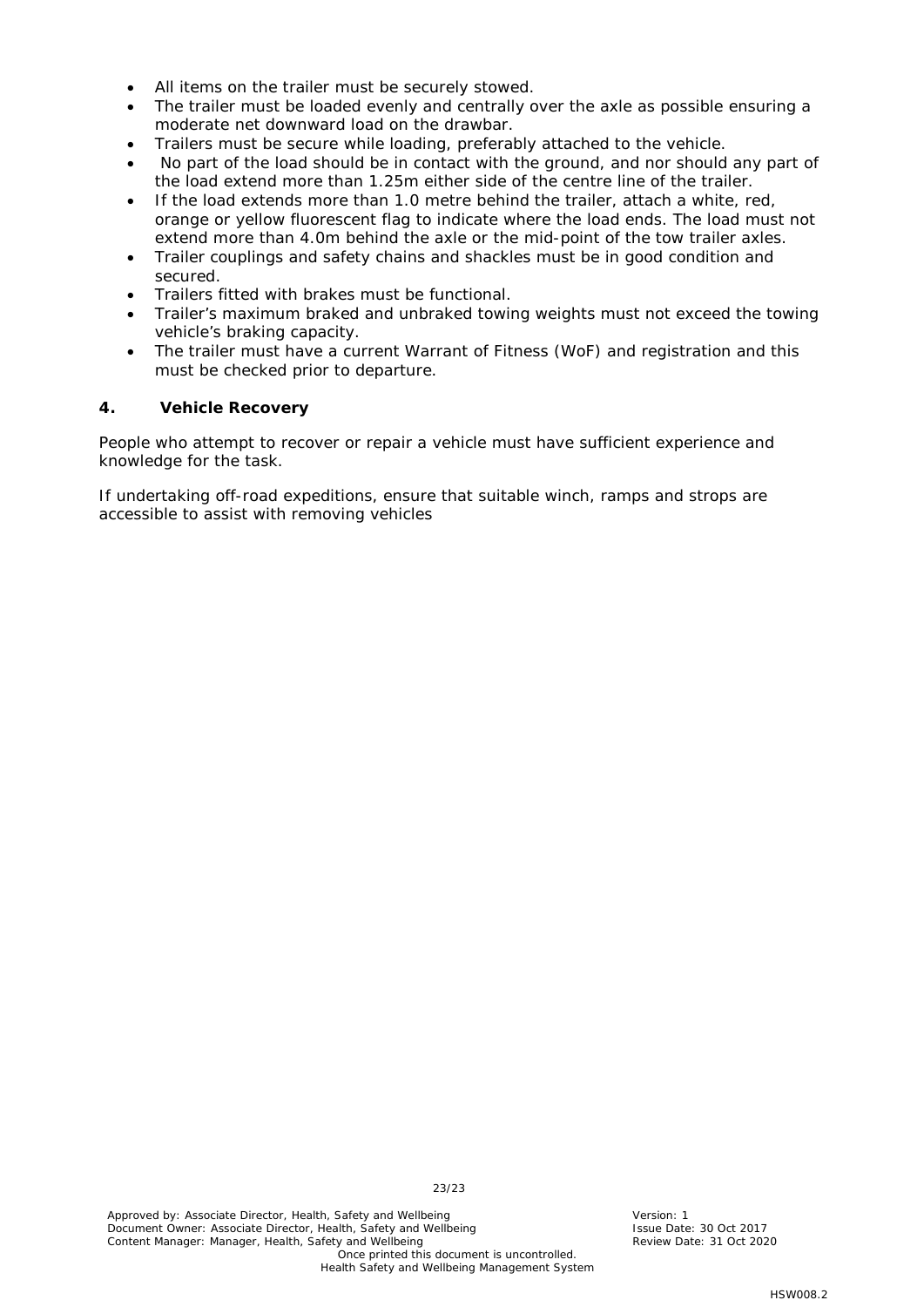- All items on the trailer must be securely stowed.
- The trailer must be loaded evenly and centrally over the axle as possible ensuring a moderate net downward load on the drawbar.
- Trailers must be secure while loading, preferably attached to the vehicle.
- No part of the load should be in contact with the ground, and nor should any part of the load extend more than 1.25m either side of the centre line of the trailer.
- If the load extends more than 1.0 metre behind the trailer, attach a white, red, orange or yellow fluorescent flag to indicate where the load ends. The load must not extend more than 4.0m behind the axle or the mid-point of the tow trailer axles.
- Trailer couplings and safety chains and shackles must be in good condition and secured.
- Trailers fitted with brakes must be functional.
- Trailer's maximum braked and unbraked towing weights must not exceed the towing vehicle's braking capacity.
- The trailer must have a current Warrant of Fitness (WoF) and registration and this must be checked prior to departure.

## 4. Vehicle Recovery

People who attempt to recover or repair a vehicle must have sufficient experience and knowledge for the task.

If undertaking off-road expeditions, ensure that suitable winch, ramps and strops are accessible to assist with removing vehicles